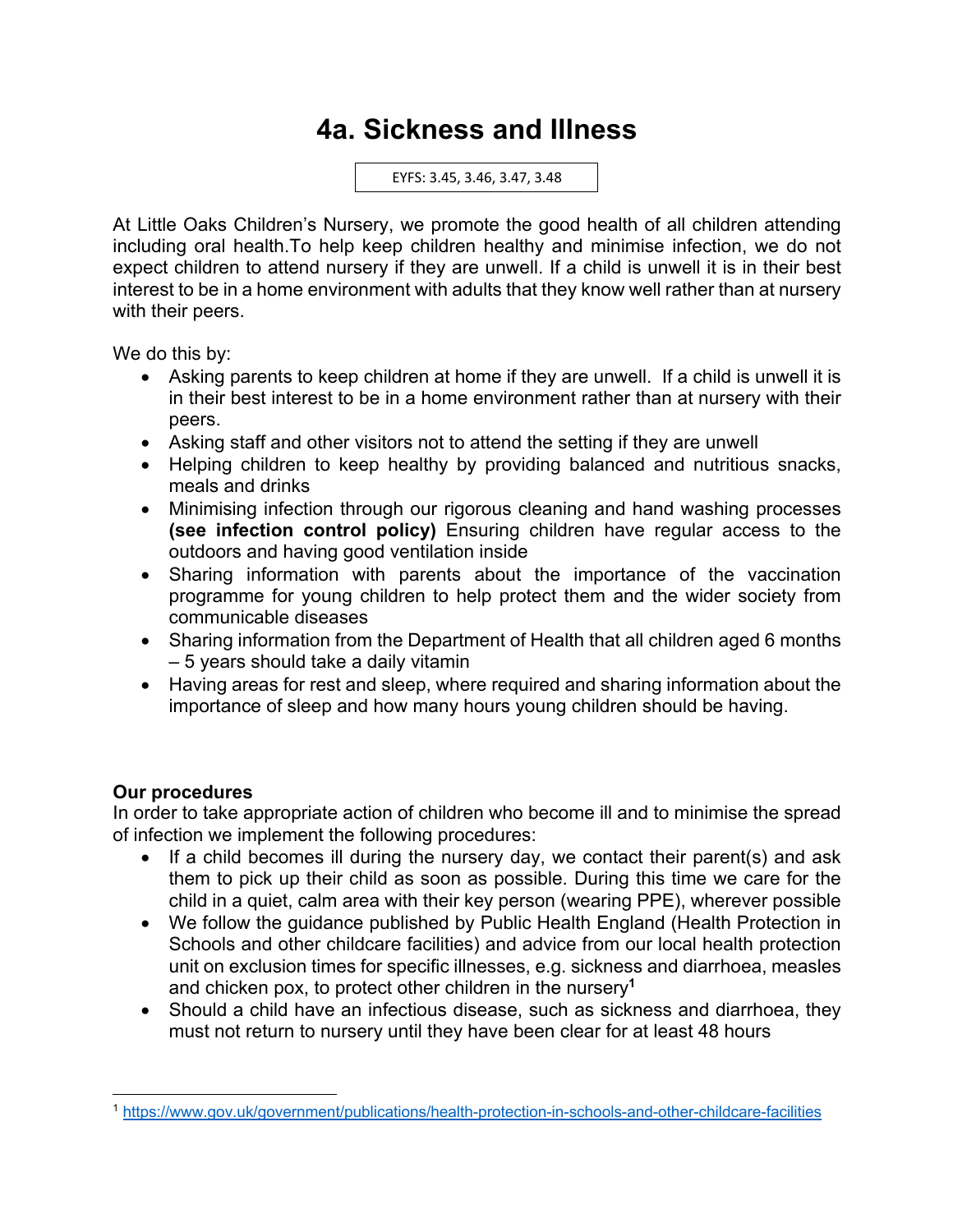# 4a. Sickness and Illness

EYFS: 3.45, 3.46, 3.47, 3.48

At Little Oaks Children's Nursery, we promote the good health of all children attending including oral health.To help keep children healthy and minimise infection, we do not expect children to attend nursery if they are unwell. If a child is unwell it is in their best interest to be in a home environment with adults that they know well rather than at nursery with their peers.

We do this by:

- Asking parents to keep children at home if they are unwell. If a child is unwell it is in their best interest to be in a home environment rather than at nursery with their peers.
- Asking staff and other visitors not to attend the setting if they are unwell
- Helping children to keep healthy by providing balanced and nutritious snacks, meals and drinks
- Minimising infection through our rigorous cleaning and hand washing processes **(see infection control policy)** Ensuring children have regular access to the outdoors and having good ventilation inside
- Sharing information with parents about the importance of the vaccination programme for young children to help protect them and the wider society from communicable diseases
- Sharing information from the Department of Health that all children aged 6 months – 5 years should take a daily vitamin
- Having areas for rest and sleep, where required and sharing information about the importance of sleep and how many hours young children should be having.

**Our procedures**

In order to take appropriate action of children who become ill and to minimise the spread of infection we implement the following procedures:

- If a child becomes ill during the nursery day, we contact their parent(s) and ask them to pick up their child as soon as possible. During this time we care for the child in a quiet, calm area with their key person (wearing PPE), wherever possible
- We follow the guidance published by Public Health England (Health Protection in Schools and other childcare facilities) and advice from our local health protection unit on exclusion times for specific illnesses, e.g. sickness and diarrhoea, measles and chicken pox, to protect other children in the nursery[1]
- Should a child have an infectious disease, such as sickness and diarrhoea, they must not return to nursery until they have been clear for at least 48 hours

[1] https://www.gov.uk/government/publications/health-protection-in-schools-and-other-childcare-facilities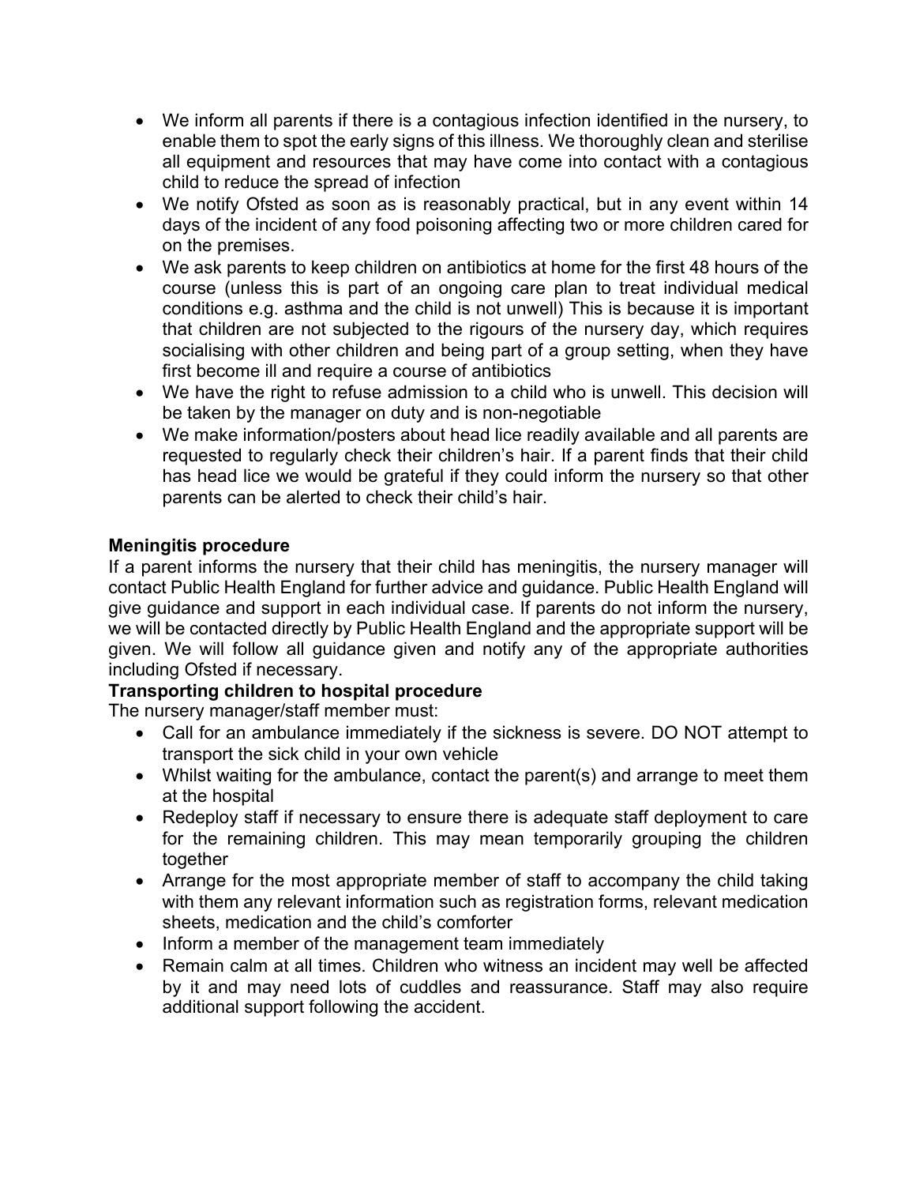- We inform all parents if there is a contagious infection identified in the nursery, to enable them to spot the early signs of this illness. We thoroughly clean and sterilise all equipment and resources that may have come into contact with a contagious child to reduce the spread of infection
- We notify Ofsted as soon as is reasonably practical, but in any event within 14 days of the incident of any food poisoning affecting two or more children cared for on the premises.
- We ask parents to keep children on antibiotics at home for the first 48 hours of the course (unless this is part of an ongoing care plan to treat individual medical conditions e.g. asthma and the child is not unwell) This is because it is important that children are not subjected to the rigours of the nursery day, which requires socialising with other children and being part of a group setting, when they have first become ill and require a course of antibiotics
- We have the right to refuse admission to a child who is unwell. This decision will be taken by the manager on duty and is non-negotiable
- We make information/posters about head lice readily available and all parents are requested to regularly check their children's hair. If a parent finds that their child has head lice we would be grateful if they could inform the nursery so that other parents can be alerted to check their child's hair.

**Meningitis procedure**

If a parent informs the nursery that their child has meningitis, the nursery manager will contact Public Health England for further advice and guidance. Public Health England will give guidance and support in each individual case. If parents do not inform the nursery, we will be contacted directly by Public Health England and the appropriate support will be given. We will follow all guidance given and notify any of the appropriate authorities including Ofsted if necessary.

**Transporting children to hospital procedure**

The nursery manager/staff member must:

- Call for an ambulance immediately if the sickness is severe. DO NOT attempt to transport the sick child in your own vehicle
- Whilst waiting for the ambulance, contact the parent(s) and arrange to meet them at the hospital
- Redeploy staff if necessary to ensure there is adequate staff deployment to care for the remaining children. This may mean temporarily grouping the children together
- Arrange for the most appropriate member of staff to accompany the child taking with them any relevant information such as registration forms, relevant medication sheets, medication and the child's comforter
- Inform a member of the management team immediately
- Remain calm at all times. Children who witness an incident may well be affected by it and may need lots of cuddles and reassurance. Staff may also require additional support following the accident.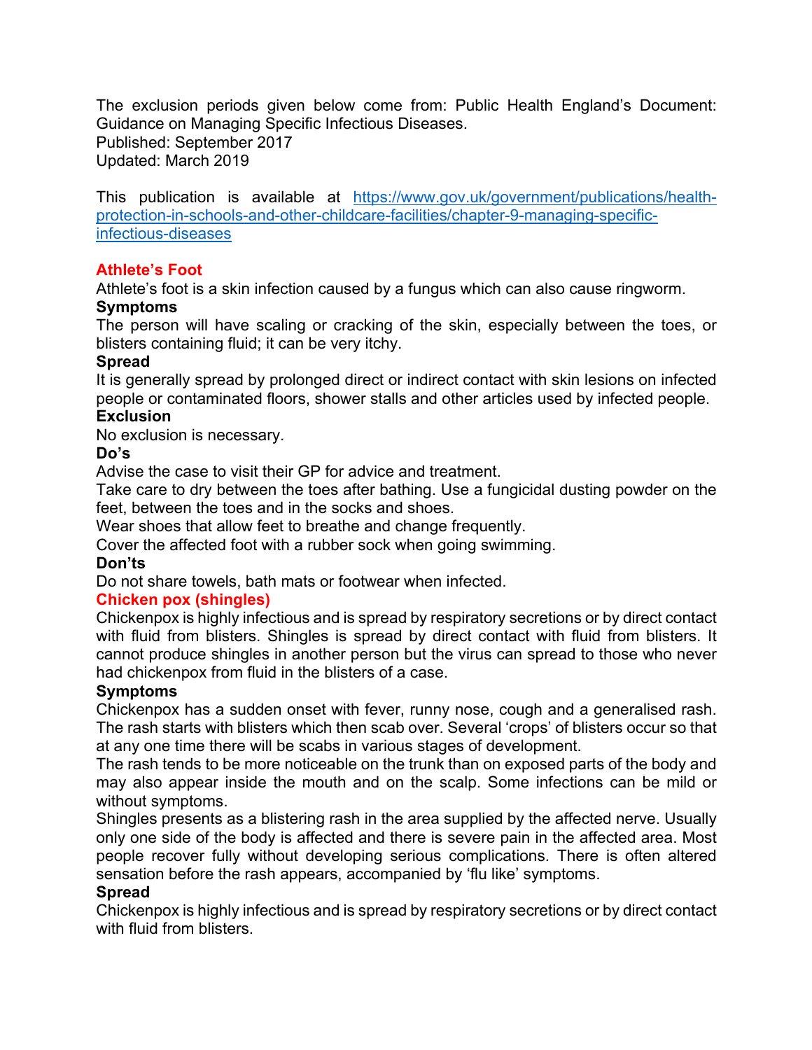The exclusion periods given below come from: Public Health England's Document: Guidance on Managing Specific Infectious Diseases.
Published: September 2017
Updated: March 2019

This publication is available at [https://www.gov.uk/government/publications/health-protection-in-schools-and-other-childcare-facilities/chapter-9-managing-specific-infectious-diseases](https://www.gov.uk/government/publications/health-protection-in-schools-and-other-childcare-facilities/chapter-9-managing-specific-infectious-diseases)

## Athlete's Foot

Athlete's foot is a skin infection caused by a fungus which can also cause ringworm.

**Symptoms**

The person will have scaling or cracking of the skin, especially between the toes, or blisters containing fluid; it can be very itchy.

**Spread**

It is generally spread by prolonged direct or indirect contact with skin lesions on infected people or contaminated floors, shower stalls and other articles used by infected people.

**Exclusion**

No exclusion is necessary.

**Do's**

Advise the case to visit their GP for advice and treatment.
Take care to dry between the toes after bathing. Use a fungicidal dusting powder on the feet, between the toes and in the socks and shoes.
Wear shoes that allow feet to breathe and change frequently.
Cover the affected foot with a rubber sock when going swimming.

**Don'ts**

Do not share towels, bath mats or footwear when infected.

## Chicken pox (shingles)

Chickenpox is highly infectious and is spread by respiratory secretions or by direct contact with fluid from blisters. Shingles is spread by direct contact with fluid from blisters. It cannot produce shingles in another person but the virus can spread to those who never had chickenpox from fluid in the blisters of a case.

**Symptoms**

Chickenpox has a sudden onset with fever, runny nose, cough and a generalised rash. The rash starts with blisters which then scab over. Several 'crops' of blisters occur so that at any one time there will be scabs in various stages of development.
The rash tends to be more noticeable on the trunk than on exposed parts of the body and may also appear inside the mouth and on the scalp. Some infections can be mild or without symptoms.
Shingles presents as a blistering rash in the area supplied by the affected nerve. Usually only one side of the body is affected and there is severe pain in the affected area. Most people recover fully without developing serious complications. There is often altered sensation before the rash appears, accompanied by 'flu like' symptoms.

**Spread**

Chickenpox is highly infectious and is spread by respiratory secretions or by direct contact with fluid from blisters.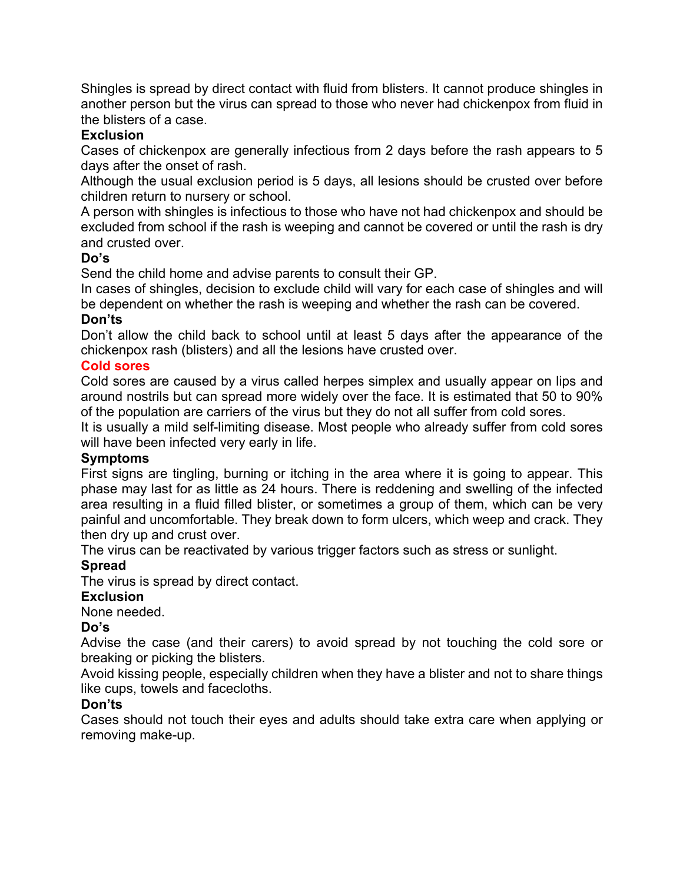Shingles is spread by direct contact with fluid from blisters. It cannot produce shingles in another person but the virus can spread to those who never had chickenpox from fluid in the blisters of a case.

**Exclusion**

Cases of chickenpox are generally infectious from 2 days before the rash appears to 5 days after the onset of rash.

Although the usual exclusion period is 5 days, all lesions should be crusted over before children return to nursery or school.

A person with shingles is infectious to those who have not had chickenpox and should be excluded from school if the rash is weeping and cannot be covered or until the rash is dry and crusted over.

**Do's**

Send the child home and advise parents to consult their GP.

In cases of shingles, decision to exclude child will vary for each case of shingles and will be dependent on whether the rash is weeping and whether the rash can be covered.

**Don'ts**

Don't allow the child back to school until at least 5 days after the appearance of the chickenpox rash (blisters) and all the lesions have crusted over.

## Cold sores

Cold sores are caused by a virus called herpes simplex and usually appear on lips and around nostrils but can spread more widely over the face. It is estimated that 50 to 90% of the population are carriers of the virus but they do not all suffer from cold sores.

It is usually a mild self-limiting disease. Most people who already suffer from cold sores will have been infected very early in life.

**Symptoms**

First signs are tingling, burning or itching in the area where it is going to appear. This phase may last for as little as 24 hours. There is reddening and swelling of the infected area resulting in a fluid filled blister, or sometimes a group of them, which can be very painful and uncomfortable. They break down to form ulcers, which weep and crack. They then dry up and crust over.

The virus can be reactivated by various trigger factors such as stress or sunlight.

**Spread**

The virus is spread by direct contact.

**Exclusion**

None needed.

**Do's**

Advise the case (and their carers) to avoid spread by not touching the cold sore or breaking or picking the blisters.

Avoid kissing people, especially children when they have a blister and not to share things like cups, towels and facecloths.

**Don'ts**

Cases should not touch their eyes and adults should take extra care when applying or removing make-up.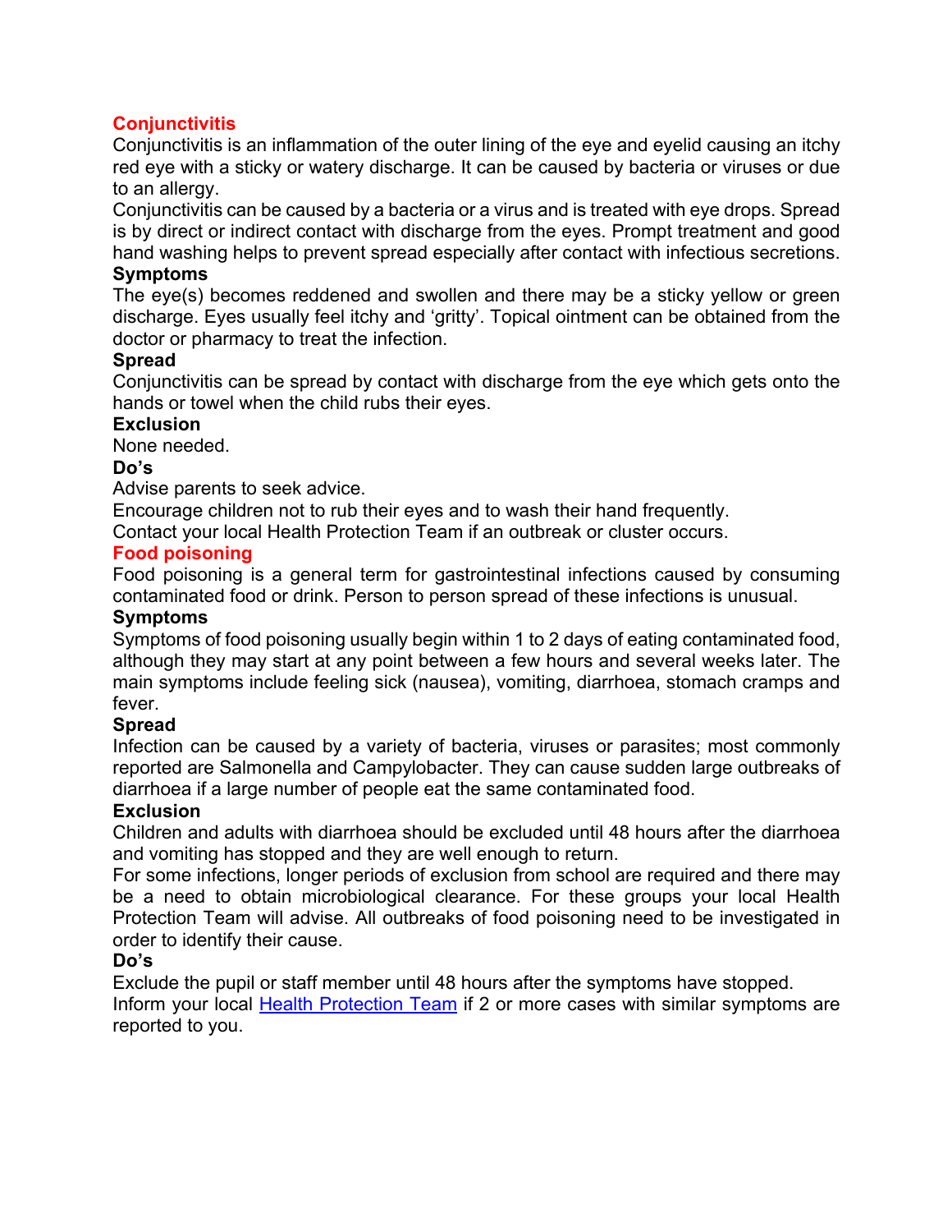## Conjunctivitis

Conjunctivitis is an inflammation of the outer lining of the eye and eyelid causing an itchy red eye with a sticky or watery discharge. It can be caused by bacteria or viruses or due to an allergy.

Conjunctivitis can be caused by a bacteria or a virus and is treated with eye drops. Spread is by direct or indirect contact with discharge from the eyes. Prompt treatment and good hand washing helps to prevent spread especially after contact with infectious secretions.

### Symptoms

The eye(s) becomes reddened and swollen and there may be a sticky yellow or green discharge. Eyes usually feel itchy and 'gritty'. Topical ointment can be obtained from the doctor or pharmacy to treat the infection.

### Spread

Conjunctivitis can be spread by contact with discharge from the eye which gets onto the hands or towel when the child rubs their eyes.

### Exclusion

None needed.

### Do's

Advise parents to seek advice.

Encourage children not to rub their eyes and to wash their hand frequently.

Contact your local Health Protection Team if an outbreak or cluster occurs.

## Food poisoning

Food poisoning is a general term for gastrointestinal infections caused by consuming contaminated food or drink. Person to person spread of these infections is unusual.

### Symptoms

Symptoms of food poisoning usually begin within 1 to 2 days of eating contaminated food, although they may start at any point between a few hours and several weeks later. The main symptoms include feeling sick (nausea), vomiting, diarrhoea, stomach cramps and fever.

### Spread

Infection can be caused by a variety of bacteria, viruses or parasites; most commonly reported are Salmonella and Campylobacter. They can cause sudden large outbreaks of diarrhoea if a large number of people eat the same contaminated food.

### Exclusion

Children and adults with diarrhoea should be excluded until 48 hours after the diarrhoea and vomiting has stopped and they are well enough to return.

For some infections, longer periods of exclusion from school are required and there may be a need to obtain microbiological clearance. For these groups your local Health Protection Team will advise. All outbreaks of food poisoning need to be investigated in order to identify their cause.

### Do's

Exclude the pupil or staff member until 48 hours after the symptoms have stopped.

Inform your local Health Protection Team if 2 or more cases with similar symptoms are reported to you.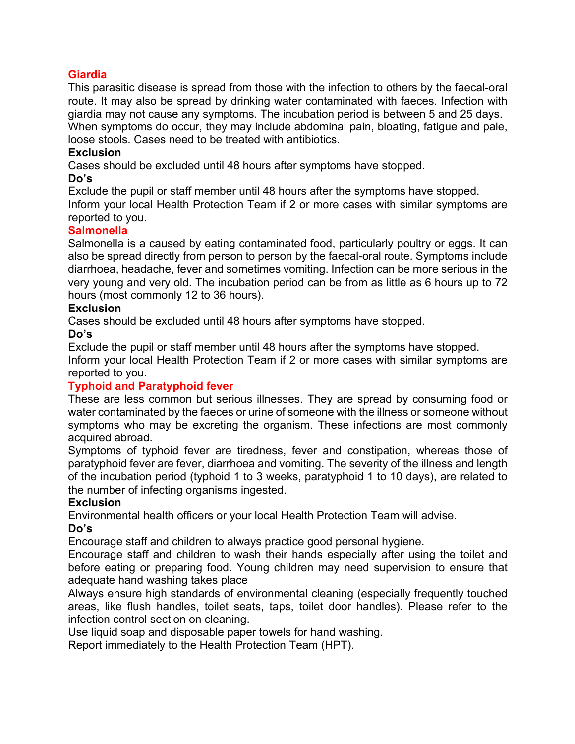## Giardia

This parasitic disease is spread from those with the infection to others by the faecal-oral route. It may also be spread by drinking water contaminated with faeces. Infection with giardia may not cause any symptoms. The incubation period is between 5 and 25 days. When symptoms do occur, they may include abdominal pain, bloating, fatigue and pale, loose stools. Cases need to be treated with antibiotics.

**Exclusion**

Cases should be excluded until 48 hours after symptoms have stopped.

**Do's**

Exclude the pupil or staff member until 48 hours after the symptoms have stopped.
Inform your local Health Protection Team if 2 or more cases with similar symptoms are reported to you.

## Salmonella

Salmonella is a caused by eating contaminated food, particularly poultry or eggs. It can also be spread directly from person to person by the faecal-oral route. Symptoms include diarrhoea, headache, fever and sometimes vomiting. Infection can be more serious in the very young and very old. The incubation period can be from as little as 6 hours up to 72 hours (most commonly 12 to 36 hours).

**Exclusion**

Cases should be excluded until 48 hours after symptoms have stopped.

**Do's**

Exclude the pupil or staff member until 48 hours after the symptoms have stopped.
Inform your local Health Protection Team if 2 or more cases with similar symptoms are reported to you.

## Typhoid and Paratyphoid fever

These are less common but serious illnesses. They are spread by consuming food or water contaminated by the faeces or urine of someone with the illness or someone without symptoms who may be excreting the organism. These infections are most commonly acquired abroad.

Symptoms of typhoid fever are tiredness, fever and constipation, whereas those of paratyphoid fever are fever, diarrhoea and vomiting. The severity of the illness and length of the incubation period (typhoid 1 to 3 weeks, paratyphoid 1 to 10 days), are related to the number of infecting organisms ingested.

**Exclusion**

Environmental health officers or your local Health Protection Team will advise.

**Do's**

Encourage staff and children to always practice good personal hygiene.
Encourage staff and children to wash their hands especially after using the toilet and before eating or preparing food. Young children may need supervision to ensure that adequate hand washing takes place
Always ensure high standards of environmental cleaning (especially frequently touched areas, like flush handles, toilet seats, taps, toilet door handles). Please refer to the infection control section on cleaning.
Use liquid soap and disposable paper towels for hand washing.
Report immediately to the Health Protection Team (HPT).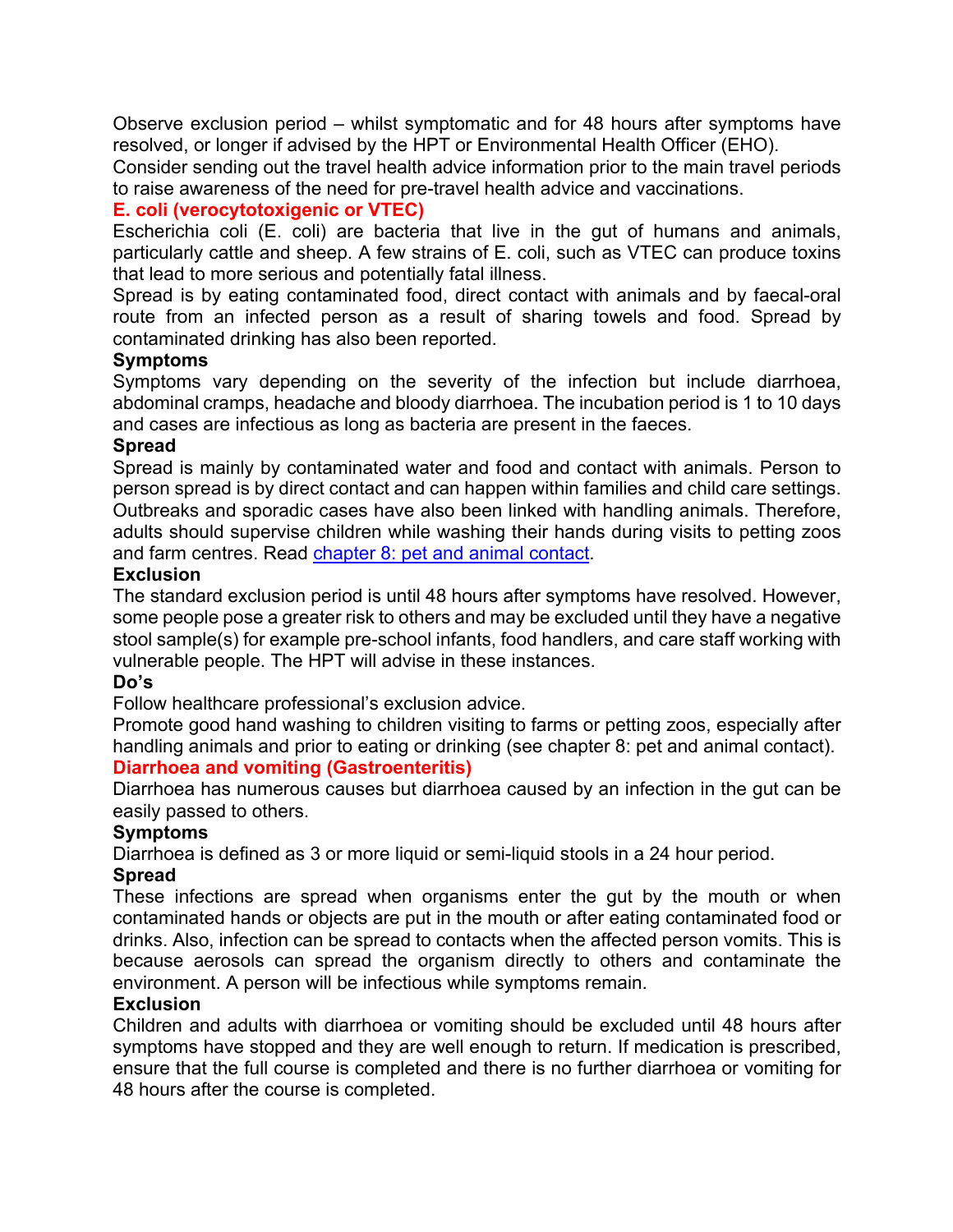Observe exclusion period – whilst symptomatic and for 48 hours after symptoms have resolved, or longer if advised by the HPT or Environmental Health Officer (EHO).

Consider sending out the travel health advice information prior to the main travel periods to raise awareness of the need for pre-travel health advice and vaccinations.

## E. coli (verocytotoxigenic or VTEC)

Escherichia coli (E. coli) are bacteria that live in the gut of humans and animals, particularly cattle and sheep. A few strains of E. coli, such as VTEC can produce toxins that lead to more serious and potentially fatal illness.

Spread is by eating contaminated food, direct contact with animals and by faecal-oral route from an infected person as a result of sharing towels and food. Spread by contaminated drinking has also been reported.

### Symptoms

Symptoms vary depending on the severity of the infection but include diarrhoea, abdominal cramps, headache and bloody diarrhoea. The incubation period is 1 to 10 days and cases are infectious as long as bacteria are present in the faeces.

### Spread

Spread is mainly by contaminated water and food and contact with animals. Person to person spread is by direct contact and can happen within families and child care settings. Outbreaks and sporadic cases have also been linked with handling animals. Therefore, adults should supervise children while washing their hands during visits to petting zoos and farm centres. Read [chapter 8: pet and animal contact](#).

### Exclusion

The standard exclusion period is until 48 hours after symptoms have resolved. However, some people pose a greater risk to others and may be excluded until they have a negative stool sample(s) for example pre-school infants, food handlers, and care staff working with vulnerable people. The HPT will advise in these instances.

### Do's

Follow healthcare professional's exclusion advice.

Promote good hand washing to children visiting to farms or petting zoos, especially after handling animals and prior to eating or drinking (see chapter 8: pet and animal contact).

## Diarrhoea and vomiting (Gastroenteritis)

Diarrhoea has numerous causes but diarrhoea caused by an infection in the gut can be easily passed to others.

### Symptoms

Diarrhoea is defined as 3 or more liquid or semi-liquid stools in a 24 hour period.

### Spread

These infections are spread when organisms enter the gut by the mouth or when contaminated hands or objects are put in the mouth or after eating contaminated food or drinks. Also, infection can be spread to contacts when the affected person vomits. This is because aerosols can spread the organism directly to others and contaminate the environment. A person will be infectious while symptoms remain.

### Exclusion

Children and adults with diarrhoea or vomiting should be excluded until 48 hours after symptoms have stopped and they are well enough to return. If medication is prescribed, ensure that the full course is completed and there is no further diarrhoea or vomiting for 48 hours after the course is completed.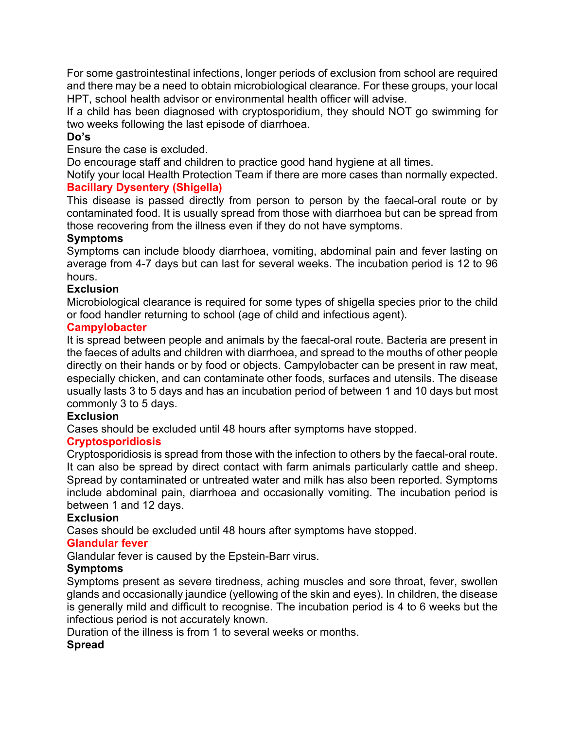For some gastrointestinal infections, longer periods of exclusion from school are required and there may be a need to obtain microbiological clearance. For these groups, your local HPT, school health advisor or environmental health officer will advise.

If a child has been diagnosed with cryptosporidium, they should NOT go swimming for two weeks following the last episode of diarrhoea.

**Do's**

Ensure the case is excluded.

Do encourage staff and children to practice good hand hygiene at all times.

Notify your local Health Protection Team if there are more cases than normally expected.

## Bacillary Dysentery (Shigella)

This disease is passed directly from person to person by the faecal-oral route or by contaminated food. It is usually spread from those with diarrhoea but can be spread from those recovering from the illness even if they do not have symptoms.

**Symptoms**

Symptoms can include bloody diarrhoea, vomiting, abdominal pain and fever lasting on average from 4-7 days but can last for several weeks. The incubation period is 12 to 96 hours.

**Exclusion**

Microbiological clearance is required for some types of shigella species prior to the child or food handler returning to school (age of child and infectious agent).

## Campylobacter

It is spread between people and animals by the faecal-oral route. Bacteria are present in the faeces of adults and children with diarrhoea, and spread to the mouths of other people directly on their hands or by food or objects. Campylobacter can be present in raw meat, especially chicken, and can contaminate other foods, surfaces and utensils. The disease usually lasts 3 to 5 days and has an incubation period of between 1 and 10 days but most commonly 3 to 5 days.

**Exclusion**

Cases should be excluded until 48 hours after symptoms have stopped.

## Cryptosporidiosis

Cryptosporidiosis is spread from those with the infection to others by the faecal-oral route. It can also be spread by direct contact with farm animals particularly cattle and sheep. Spread by contaminated or untreated water and milk has also been reported. Symptoms include abdominal pain, diarrhoea and occasionally vomiting. The incubation period is between 1 and 12 days.

**Exclusion**

Cases should be excluded until 48 hours after symptoms have stopped.

## Glandular fever

Glandular fever is caused by the Epstein-Barr virus.

**Symptoms**

Symptoms present as severe tiredness, aching muscles and sore throat, fever, swollen glands and occasionally jaundice (yellowing of the skin and eyes). In children, the disease is generally mild and difficult to recognise. The incubation period is 4 to 6 weeks but the infectious period is not accurately known.

Duration of the illness is from 1 to several weeks or months.

**Spread**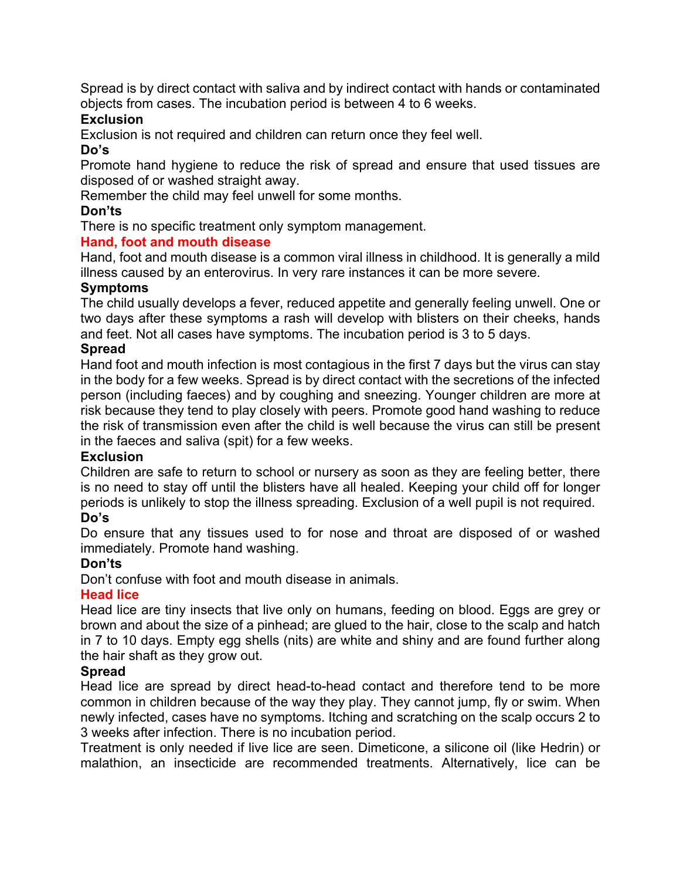Spread is by direct contact with saliva and by indirect contact with hands or contaminated objects from cases. The incubation period is between 4 to 6 weeks.

**Exclusion**

Exclusion is not required and children can return once they feel well.

**Do's**

Promote hand hygiene to reduce the risk of spread and ensure that used tissues are disposed of or washed straight away.

Remember the child may feel unwell for some months.

**Don'ts**

There is no specific treatment only symptom management.

## Hand, foot and mouth disease

Hand, foot and mouth disease is a common viral illness in childhood. It is generally a mild illness caused by an enterovirus. In very rare instances it can be more severe.

**Symptoms**

The child usually develops a fever, reduced appetite and generally feeling unwell. One or two days after these symptoms a rash will develop with blisters on their cheeks, hands and feet. Not all cases have symptoms. The incubation period is 3 to 5 days.

**Spread**

Hand foot and mouth infection is most contagious in the first 7 days but the virus can stay in the body for a few weeks. Spread is by direct contact with the secretions of the infected person (including faeces) and by coughing and sneezing. Younger children are more at risk because they tend to play closely with peers. Promote good hand washing to reduce the risk of transmission even after the child is well because the virus can still be present in the faeces and saliva (spit) for a few weeks.

**Exclusion**

Children are safe to return to school or nursery as soon as they are feeling better, there is no need to stay off until the blisters have all healed. Keeping your child off for longer periods is unlikely to stop the illness spreading. Exclusion of a well pupil is not required.

**Do's**

Do ensure that any tissues used to for nose and throat are disposed of or washed immediately. Promote hand washing.

**Don'ts**

Don't confuse with foot and mouth disease in animals.

## Head lice

Head lice are tiny insects that live only on humans, feeding on blood. Eggs are grey or brown and about the size of a pinhead; are glued to the hair, close to the scalp and hatch in 7 to 10 days. Empty egg shells (nits) are white and shiny and are found further along the hair shaft as they grow out.

**Spread**

Head lice are spread by direct head-to-head contact and therefore tend to be more common in children because of the way they play. They cannot jump, fly or swim. When newly infected, cases have no symptoms. Itching and scratching on the scalp occurs 2 to 3 weeks after infection. There is no incubation period.

Treatment is only needed if live lice are seen. Dimeticone, a silicone oil (like Hedrin) or malathion, an insecticide are recommended treatments. Alternatively, lice can be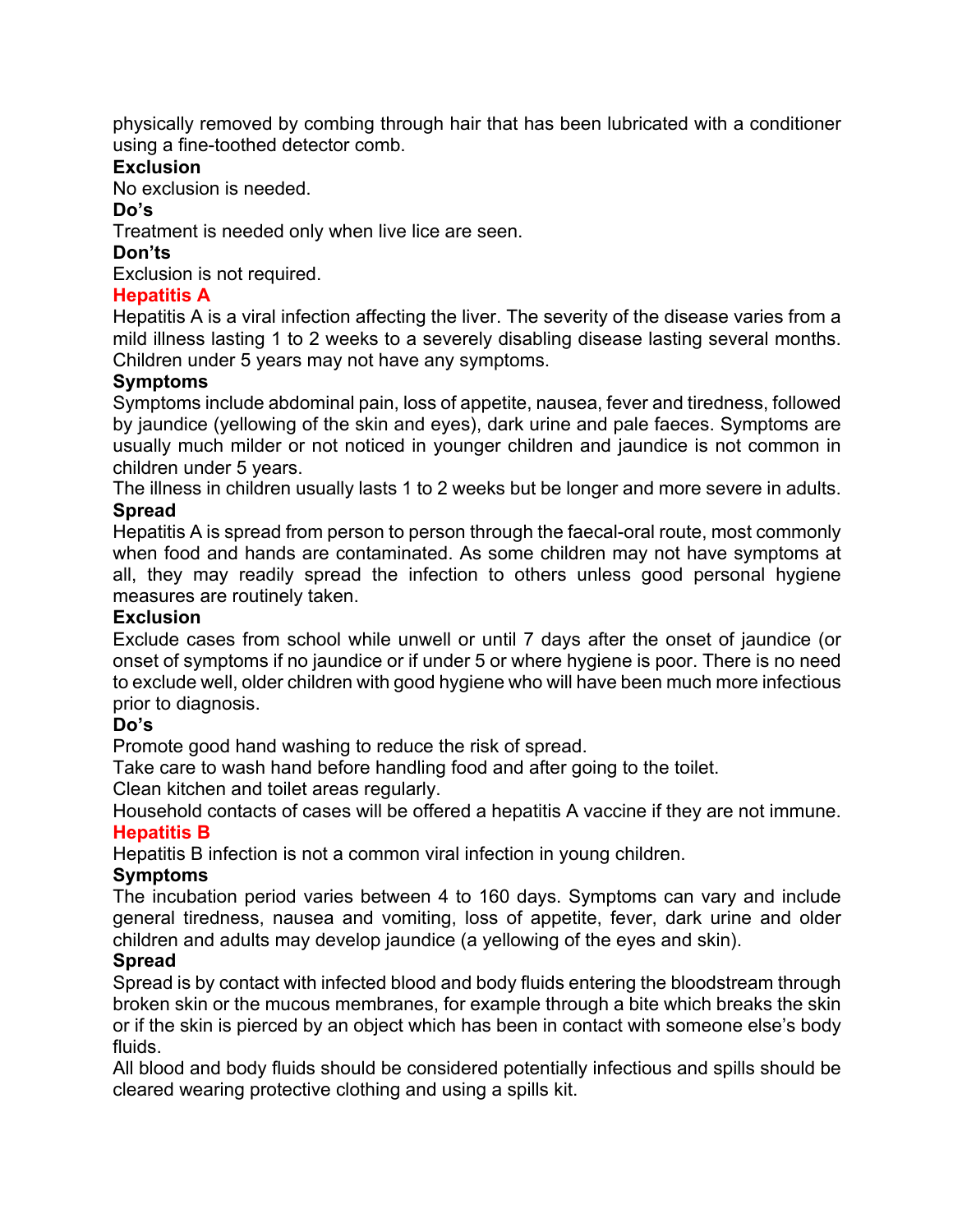physically removed by combing through hair that has been lubricated with a conditioner using a fine-toothed detector comb.

**Exclusion**

No exclusion is needed.

**Do's**

Treatment is needed only when live lice are seen.

**Don'ts**

Exclusion is not required.

## Hepatitis A

Hepatitis A is a viral infection affecting the liver. The severity of the disease varies from a mild illness lasting 1 to 2 weeks to a severely disabling disease lasting several months. Children under 5 years may not have any symptoms.

**Symptoms**

Symptoms include abdominal pain, loss of appetite, nausea, fever and tiredness, followed by jaundice (yellowing of the skin and eyes), dark urine and pale faeces. Symptoms are usually much milder or not noticed in younger children and jaundice is not common in children under 5 years.

The illness in children usually lasts 1 to 2 weeks but be longer and more severe in adults.

**Spread**

Hepatitis A is spread from person to person through the faecal-oral route, most commonly when food and hands are contaminated. As some children may not have symptoms at all, they may readily spread the infection to others unless good personal hygiene measures are routinely taken.

**Exclusion**

Exclude cases from school while unwell or until 7 days after the onset of jaundice (or onset of symptoms if no jaundice or if under 5 or where hygiene is poor. There is no need to exclude well, older children with good hygiene who will have been much more infectious prior to diagnosis.

**Do's**

Promote good hand washing to reduce the risk of spread.

Take care to wash hand before handling food and after going to the toilet.

Clean kitchen and toilet areas regularly.

Household contacts of cases will be offered a hepatitis A vaccine if they are not immune.

## Hepatitis B

Hepatitis B infection is not a common viral infection in young children.

**Symptoms**

The incubation period varies between 4 to 160 days. Symptoms can vary and include general tiredness, nausea and vomiting, loss of appetite, fever, dark urine and older children and adults may develop jaundice (a yellowing of the eyes and skin).

**Spread**

Spread is by contact with infected blood and body fluids entering the bloodstream through broken skin or the mucous membranes, for example through a bite which breaks the skin or if the skin is pierced by an object which has been in contact with someone else's body fluids.

All blood and body fluids should be considered potentially infectious and spills should be cleared wearing protective clothing and using a spills kit.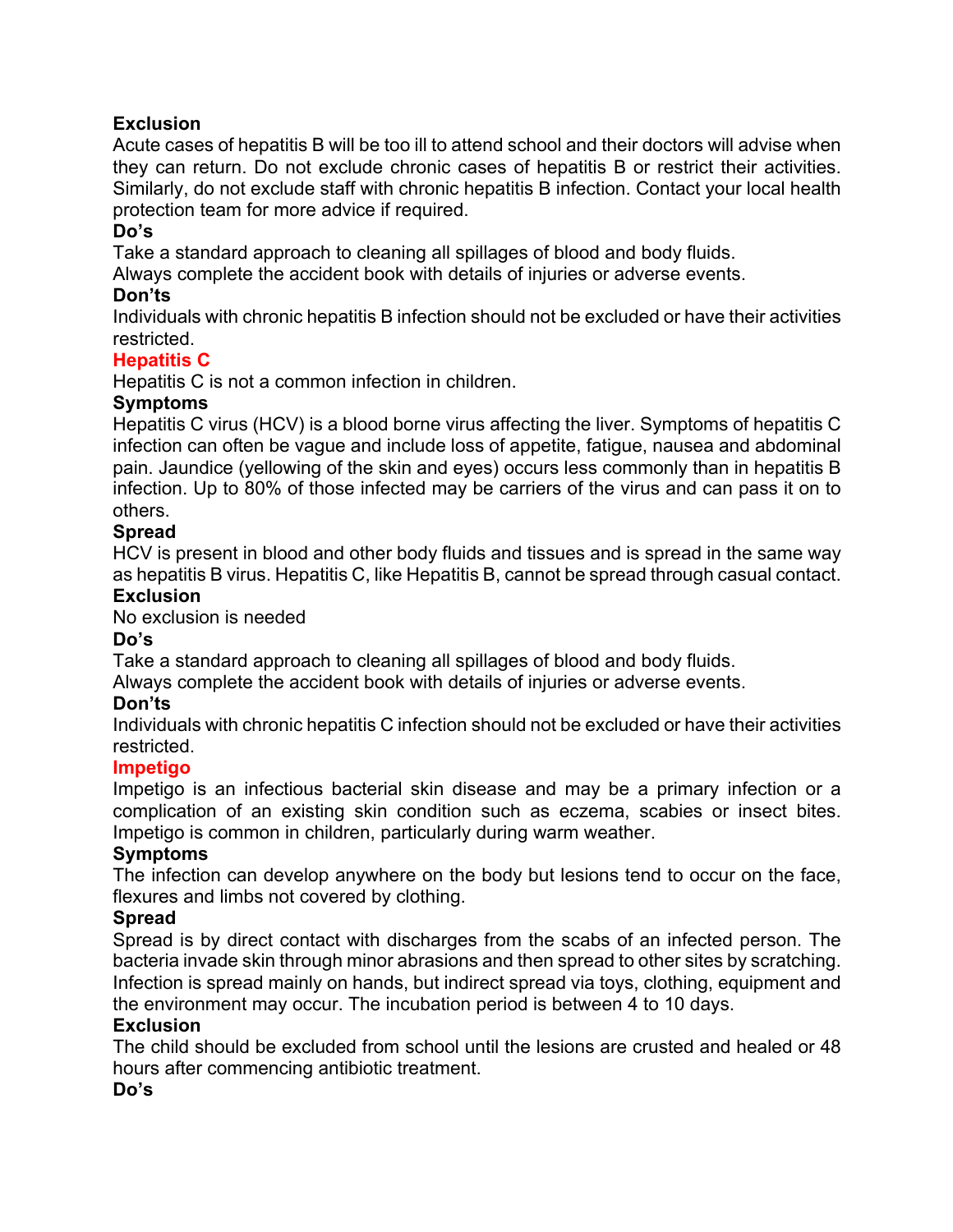**Exclusion**

Acute cases of hepatitis B will be too ill to attend school and their doctors will advise when they can return. Do not exclude chronic cases of hepatitis B or restrict their activities. Similarly, do not exclude staff with chronic hepatitis B infection. Contact your local health protection team for more advice if required.

**Do's**

Take a standard approach to cleaning all spillages of blood and body fluids.
Always complete the accident book with details of injuries or adverse events.

**Don'ts**

Individuals with chronic hepatitis B infection should not be excluded or have their activities restricted.

## Hepatitis C

Hepatitis C is not a common infection in children.

**Symptoms**

Hepatitis C virus (HCV) is a blood borne virus affecting the liver. Symptoms of hepatitis C infection can often be vague and include loss of appetite, fatigue, nausea and abdominal pain. Jaundice (yellowing of the skin and eyes) occurs less commonly than in hepatitis B infection. Up to 80% of those infected may be carriers of the virus and can pass it on to others.

**Spread**

HCV is present in blood and other body fluids and tissues and is spread in the same way as hepatitis B virus. Hepatitis C, like Hepatitis B, cannot be spread through casual contact.

**Exclusion**

No exclusion is needed

**Do's**

Take a standard approach to cleaning all spillages of blood and body fluids.
Always complete the accident book with details of injuries or adverse events.

**Don'ts**

Individuals with chronic hepatitis C infection should not be excluded or have their activities restricted.

## Impetigo

Impetigo is an infectious bacterial skin disease and may be a primary infection or a complication of an existing skin condition such as eczema, scabies or insect bites. Impetigo is common in children, particularly during warm weather.

**Symptoms**

The infection can develop anywhere on the body but lesions tend to occur on the face, flexures and limbs not covered by clothing.

**Spread**

Spread is by direct contact with discharges from the scabs of an infected person. The bacteria invade skin through minor abrasions and then spread to other sites by scratching. Infection is spread mainly on hands, but indirect spread via toys, clothing, equipment and the environment may occur. The incubation period is between 4 to 10 days.

**Exclusion**

The child should be excluded from school until the lesions are crusted and healed or 48 hours after commencing antibiotic treatment.

**Do's**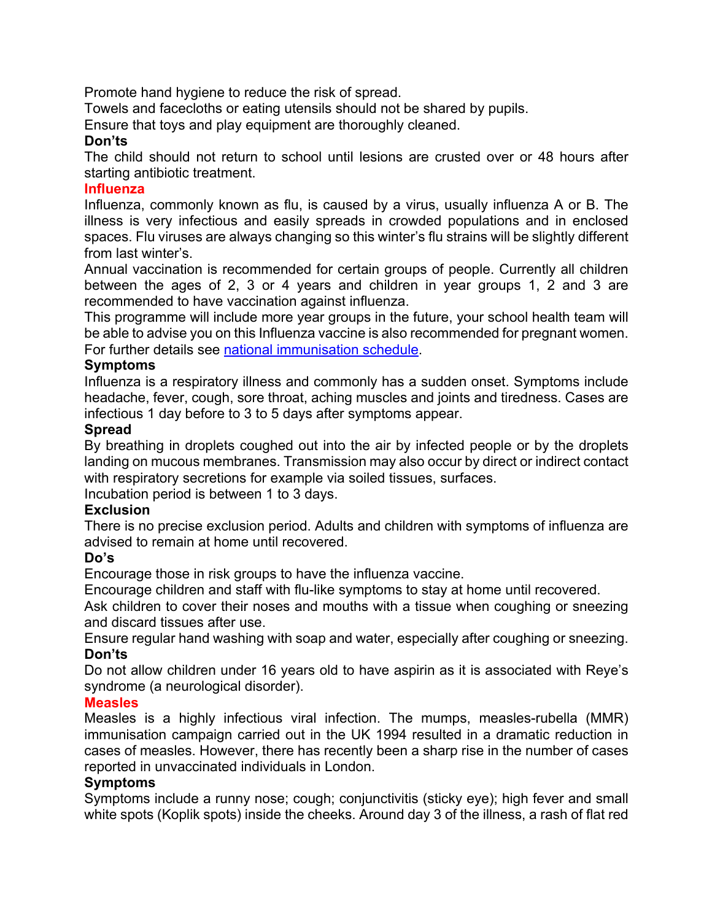Promote hand hygiene to reduce the risk of spread.

Towels and facecloths or eating utensils should not be shared by pupils.

Ensure that toys and play equipment are thoroughly cleaned.

**Don'ts**

The child should not return to school until lesions are crusted over or 48 hours after starting antibiotic treatment.

## Influenza

Influenza, commonly known as flu, is caused by a virus, usually influenza A or B. The illness is very infectious and easily spreads in crowded populations and in enclosed spaces. Flu viruses are always changing so this winter's flu strains will be slightly different from last winter's.

Annual vaccination is recommended for certain groups of people. Currently all children between the ages of 2, 3 or 4 years and children in year groups 1, 2 and 3 are recommended to have vaccination against influenza.

This programme will include more year groups in the future, your school health team will be able to advise you on this Influenza vaccine is also recommended for pregnant women. For further details see [national immunisation schedule](national immunisation schedule).

**Symptoms**

Influenza is a respiratory illness and commonly has a sudden onset. Symptoms include headache, fever, cough, sore throat, aching muscles and joints and tiredness. Cases are infectious 1 day before to 3 to 5 days after symptoms appear.

**Spread**

By breathing in droplets coughed out into the air by infected people or by the droplets landing on mucous membranes. Transmission may also occur by direct or indirect contact with respiratory secretions for example via soiled tissues, surfaces.

Incubation period is between 1 to 3 days.

**Exclusion**

There is no precise exclusion period. Adults and children with symptoms of influenza are advised to remain at home until recovered.

**Do's**

Encourage those in risk groups to have the influenza vaccine.

Encourage children and staff with flu-like symptoms to stay at home until recovered.

Ask children to cover their noses and mouths with a tissue when coughing or sneezing and discard tissues after use.

Ensure regular hand washing with soap and water, especially after coughing or sneezing.

**Don'ts**

Do not allow children under 16 years old to have aspirin as it is associated with Reye's syndrome (a neurological disorder).

## Measles

Measles is a highly infectious viral infection. The mumps, measles-rubella (MMR) immunisation campaign carried out in the UK 1994 resulted in a dramatic reduction in cases of measles. However, there has recently been a sharp rise in the number of cases reported in unvaccinated individuals in London.

**Symptoms**

Symptoms include a runny nose; cough; conjunctivitis (sticky eye); high fever and small white spots (Koplik spots) inside the cheeks. Around day 3 of the illness, a rash of flat red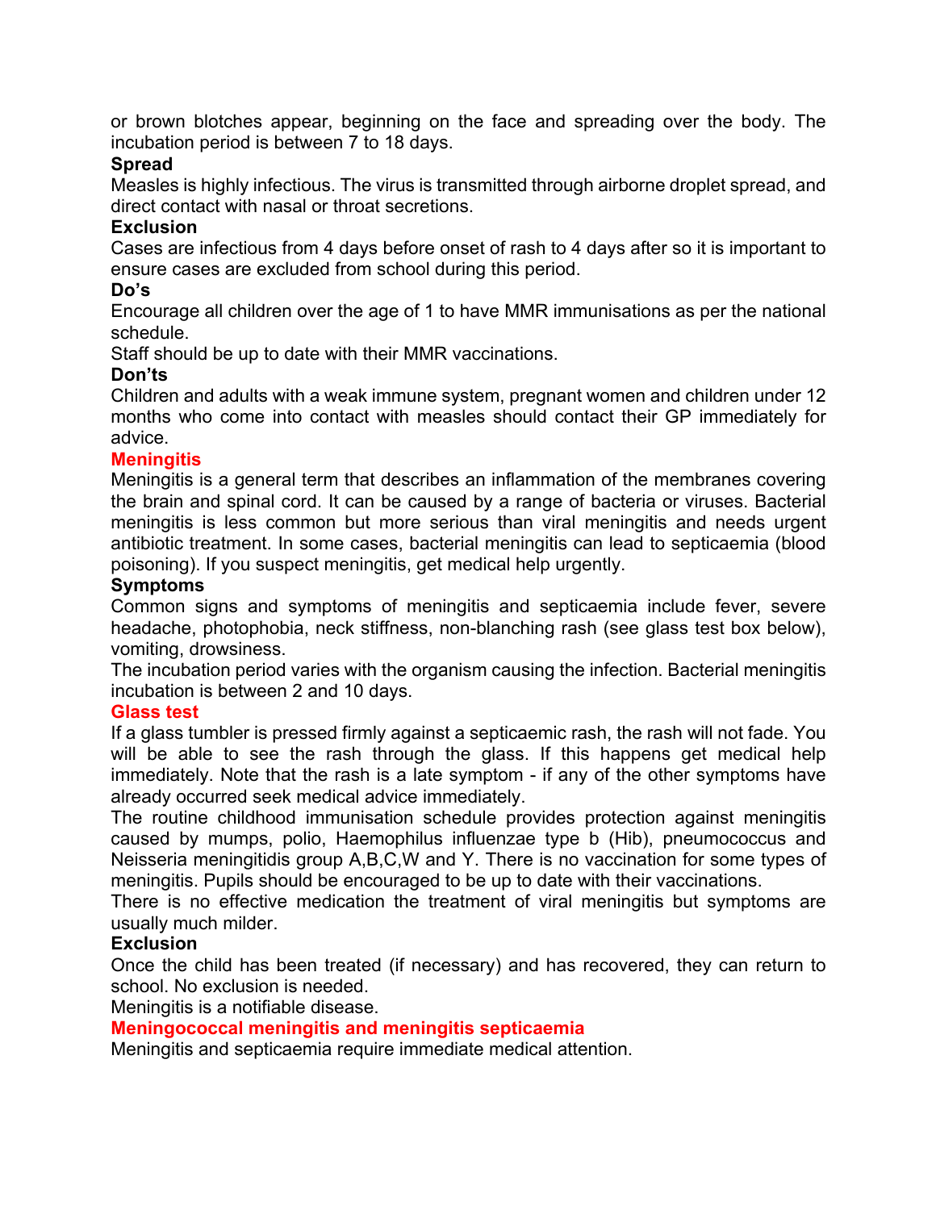or brown blotches appear, beginning on the face and spreading over the body. The incubation period is between 7 to 18 days.

**Spread**

Measles is highly infectious. The virus is transmitted through airborne droplet spread, and direct contact with nasal or throat secretions.

**Exclusion**

Cases are infectious from 4 days before onset of rash to 4 days after so it is important to ensure cases are excluded from school during this period.

**Do's**

Encourage all children over the age of 1 to have MMR immunisations as per the national schedule.

Staff should be up to date with their MMR vaccinations.

**Don'ts**

Children and adults with a weak immune system, pregnant women and children under 12 months who come into contact with measles should contact their GP immediately for advice.

## Meningitis

Meningitis is a general term that describes an inflammation of the membranes covering the brain and spinal cord. It can be caused by a range of bacteria or viruses. Bacterial meningitis is less common but more serious than viral meningitis and needs urgent antibiotic treatment. In some cases, bacterial meningitis can lead to septicaemia (blood poisoning). If you suspect meningitis, get medical help urgently.

**Symptoms**

Common signs and symptoms of meningitis and septicaemia include fever, severe headache, photophobia, neck stiffness, non-blanching rash (see glass test box below), vomiting, drowsiness.

The incubation period varies with the organism causing the infection. Bacterial meningitis incubation is between 2 and 10 days.

## Glass test

If a glass tumbler is pressed firmly against a septicaemic rash, the rash will not fade. You will be able to see the rash through the glass. If this happens get medical help immediately. Note that the rash is a late symptom - if any of the other symptoms have already occurred seek medical advice immediately.

The routine childhood immunisation schedule provides protection against meningitis caused by mumps, polio, Haemophilus influenzae type b (Hib), pneumococcus and Neisseria meningitidis group A,B,C,W and Y. There is no vaccination for some types of meningitis. Pupils should be encouraged to be up to date with their vaccinations.

There is no effective medication the treatment of viral meningitis but symptoms are usually much milder.

**Exclusion**

Once the child has been treated (if necessary) and has recovered, they can return to school. No exclusion is needed.

Meningitis is a notifiable disease.

## Meningococcal meningitis and meningitis septicaemia

Meningitis and septicaemia require immediate medical attention.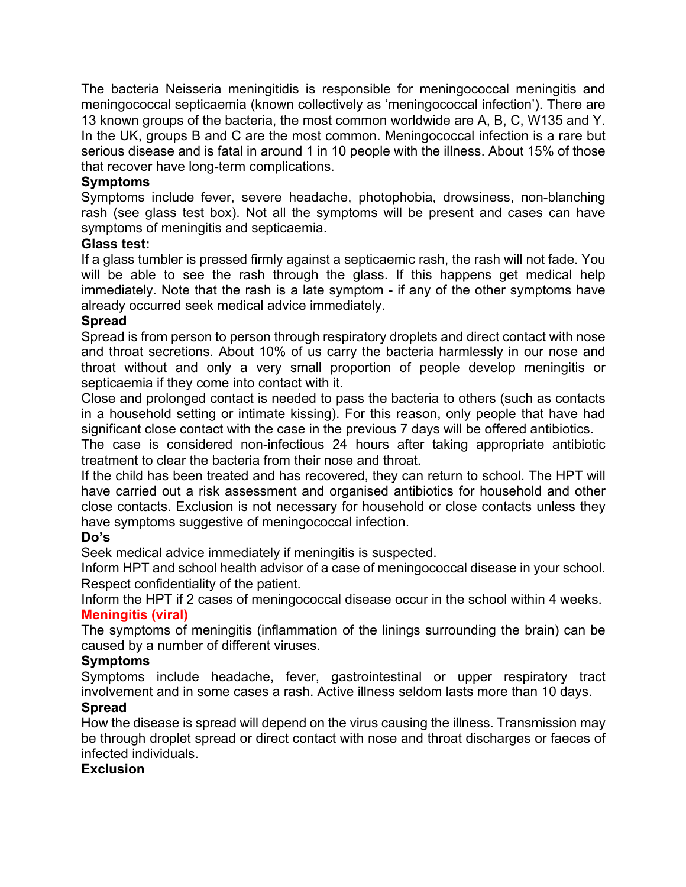The bacteria Neisseria meningitidis is responsible for meningococcal meningitis and meningococcal septicaemia (known collectively as 'meningococcal infection'). There are 13 known groups of the bacteria, the most common worldwide are A, B, C, W135 and Y. In the UK, groups B and C are the most common. Meningococcal infection is a rare but serious disease and is fatal in around 1 in 10 people with the illness. About 15% of those that recover have long-term complications.

**Symptoms**

Symptoms include fever, severe headache, photophobia, drowsiness, non-blanching rash (see glass test box). Not all the symptoms will be present and cases can have symptoms of meningitis and septicaemia.

**Glass test:**

If a glass tumbler is pressed firmly against a septicaemic rash, the rash will not fade. You will be able to see the rash through the glass. If this happens get medical help immediately. Note that the rash is a late symptom - if any of the other symptoms have already occurred seek medical advice immediately.

**Spread**

Spread is from person to person through respiratory droplets and direct contact with nose and throat secretions. About 10% of us carry the bacteria harmlessly in our nose and throat without and only a very small proportion of people develop meningitis or septicaemia if they come into contact with it.

Close and prolonged contact is needed to pass the bacteria to others (such as contacts in a household setting or intimate kissing). For this reason, only people that have had significant close contact with the case in the previous 7 days will be offered antibiotics.

The case is considered non-infectious 24 hours after taking appropriate antibiotic treatment to clear the bacteria from their nose and throat.

If the child has been treated and has recovered, they can return to school. The HPT will have carried out a risk assessment and organised antibiotics for household and other close contacts. Exclusion is not necessary for household or close contacts unless they have symptoms suggestive of meningococcal infection.

**Do's**

Seek medical advice immediately if meningitis is suspected.

Inform HPT and school health advisor of a case of meningococcal disease in your school. Respect confidentiality of the patient.

Inform the HPT if 2 cases of meningococcal disease occur in the school within 4 weeks.

## Meningitis (viral)

The symptoms of meningitis (inflammation of the linings surrounding the brain) can be caused by a number of different viruses.

**Symptoms**

Symptoms include headache, fever, gastrointestinal or upper respiratory tract involvement and in some cases a rash. Active illness seldom lasts more than 10 days.

**Spread**

How the disease is spread will depend on the virus causing the illness. Transmission may be through droplet spread or direct contact with nose and throat discharges or faeces of infected individuals.

**Exclusion**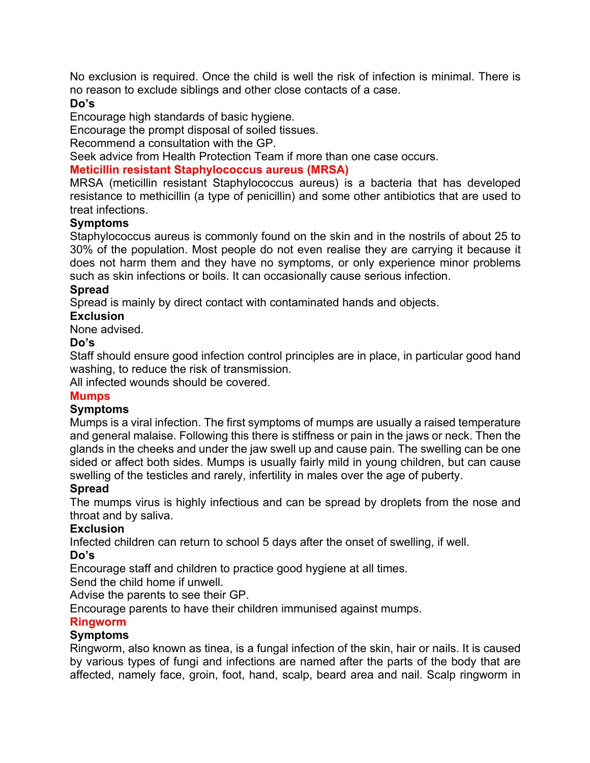No exclusion is required. Once the child is well the risk of infection is minimal. There is no reason to exclude siblings and other close contacts of a case.

**Do's**

Encourage high standards of basic hygiene.
Encourage the prompt disposal of soiled tissues.
Recommend a consultation with the GP.
Seek advice from Health Protection Team if more than one case occurs.

## Meticillin resistant Staphylococcus aureus (MRSA)

MRSA (meticillin resistant Staphylococcus aureus) is a bacteria that has developed resistance to methicillin (a type of penicillin) and some other antibiotics that are used to treat infections.

**Symptoms**

Staphylococcus aureus is commonly found on the skin and in the nostrils of about 25 to 30% of the population. Most people do not even realise they are carrying it because it does not harm them and they have no symptoms, or only experience minor problems such as skin infections or boils. It can occasionally cause serious infection.

**Spread**

Spread is mainly by direct contact with contaminated hands and objects.

**Exclusion**

None advised.

**Do's**

Staff should ensure good infection control principles are in place, in particular good hand washing, to reduce the risk of transmission.
All infected wounds should be covered.

## Mumps

**Symptoms**

Mumps is a viral infection. The first symptoms of mumps are usually a raised temperature and general malaise. Following this there is stiffness or pain in the jaws or neck. Then the glands in the cheeks and under the jaw swell up and cause pain. The swelling can be one sided or affect both sides. Mumps is usually fairly mild in young children, but can cause swelling of the testicles and rarely, infertility in males over the age of puberty.

**Spread**

The mumps virus is highly infectious and can be spread by droplets from the nose and throat and by saliva.

**Exclusion**

Infected children can return to school 5 days after the onset of swelling, if well.

**Do's**

Encourage staff and children to practice good hygiene at all times.
Send the child home if unwell.
Advise the parents to see their GP.
Encourage parents to have their children immunised against mumps.

## Ringworm

**Symptoms**

Ringworm, also known as tinea, is a fungal infection of the skin, hair or nails. It is caused by various types of fungi and infections are named after the parts of the body that are affected, namely face, groin, foot, hand, scalp, beard area and nail. Scalp ringworm in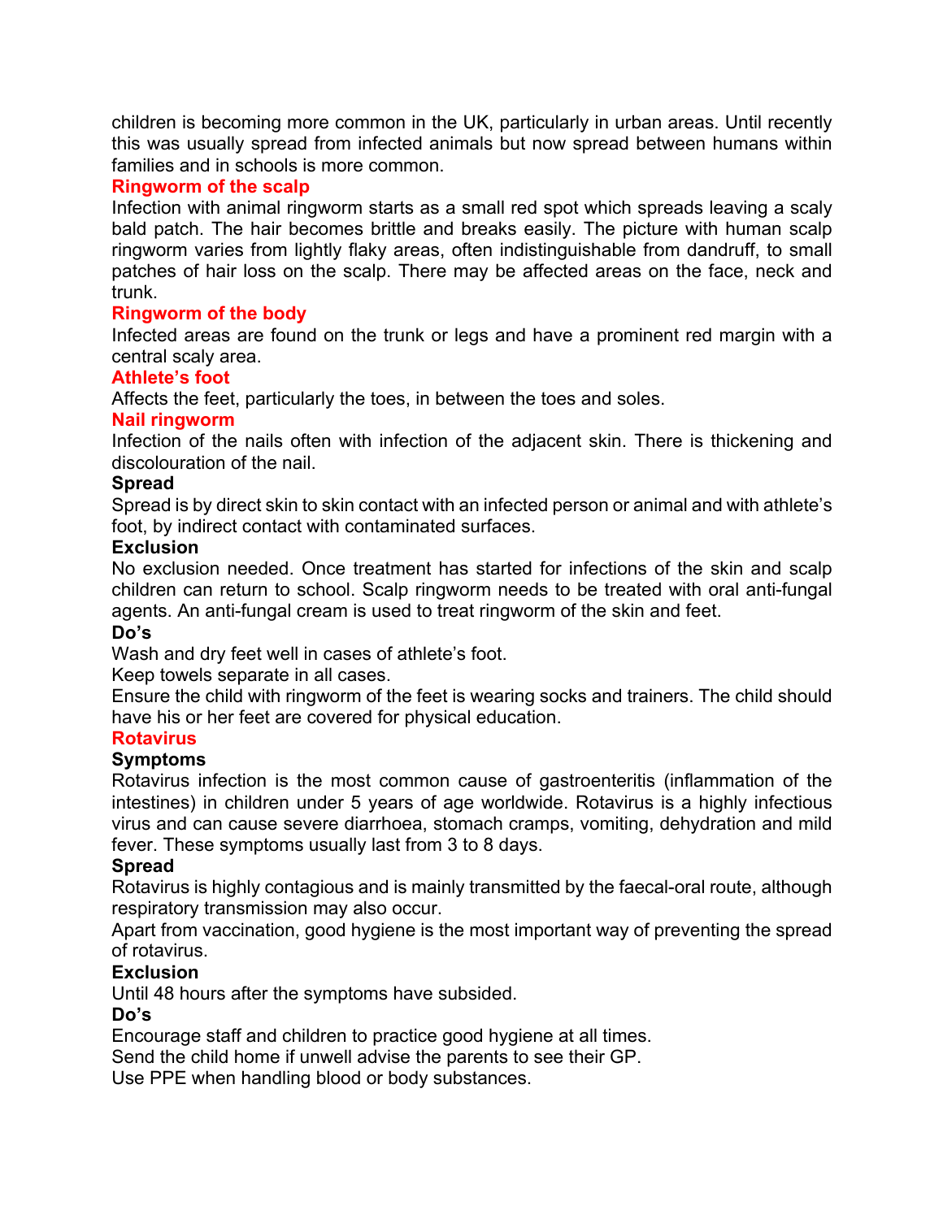children is becoming more common in the UK, particularly in urban areas. Until recently this was usually spread from infected animals but now spread between humans within families and in schools is more common.

### Ringworm of the scalp

Infection with animal ringworm starts as a small red spot which spreads leaving a scaly bald patch. The hair becomes brittle and breaks easily. The picture with human scalp ringworm varies from lightly flaky areas, often indistinguishable from dandruff, to small patches of hair loss on the scalp. There may be affected areas on the face, neck and trunk.

### Ringworm of the body

Infected areas are found on the trunk or legs and have a prominent red margin with a central scaly area.

### Athlete's foot

Affects the feet, particularly the toes, in between the toes and soles.

### Nail ringworm

Infection of the nails often with infection of the adjacent skin. There is thickening and discolouration of the nail.

**Spread**

Spread is by direct skin to skin contact with an infected person or animal and with athlete's foot, by indirect contact with contaminated surfaces.

**Exclusion**

No exclusion needed. Once treatment has started for infections of the skin and scalp children can return to school. Scalp ringworm needs to be treated with oral anti-fungal agents. An anti-fungal cream is used to treat ringworm of the skin and feet.

**Do's**

Wash and dry feet well in cases of athlete's foot.

Keep towels separate in all cases.

Ensure the child with ringworm of the feet is wearing socks and trainers. The child should have his or her feet are covered for physical education.

## Rotavirus

**Symptoms**

Rotavirus infection is the most common cause of gastroenteritis (inflammation of the intestines) in children under 5 years of age worldwide. Rotavirus is a highly infectious virus and can cause severe diarrhoea, stomach cramps, vomiting, dehydration and mild fever. These symptoms usually last from 3 to 8 days.

**Spread**

Rotavirus is highly contagious and is mainly transmitted by the faecal-oral route, although respiratory transmission may also occur.

Apart from vaccination, good hygiene is the most important way of preventing the spread of rotavirus.

**Exclusion**

Until 48 hours after the symptoms have subsided.

**Do's**

Encourage staff and children to practice good hygiene at all times.

Send the child home if unwell advise the parents to see their GP.

Use PPE when handling blood or body substances.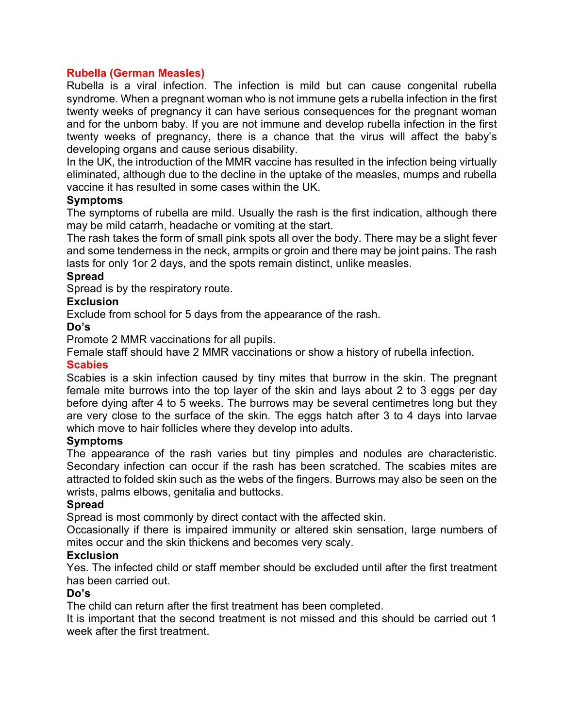## Rubella (German Measles)

Rubella is a viral infection. The infection is mild but can cause congenital rubella syndrome. When a pregnant woman who is not immune gets a rubella infection in the first twenty weeks of pregnancy it can have serious consequences for the pregnant woman and for the unborn baby. If you are not immune and develop rubella infection in the first twenty weeks of pregnancy, there is a chance that the virus will affect the baby's developing organs and cause serious disability.

In the UK, the introduction of the MMR vaccine has resulted in the infection being virtually eliminated, although due to the decline in the uptake of the measles, mumps and rubella vaccine it has resulted in some cases within the UK.

**Symptoms**

The symptoms of rubella are mild. Usually the rash is the first indication, although there may be mild catarrh, headache or vomiting at the start.

The rash takes the form of small pink spots all over the body. There may be a slight fever and some tenderness in the neck, armpits or groin and there may be joint pains. The rash lasts for only 1or 2 days, and the spots remain distinct, unlike measles.

**Spread**

Spread is by the respiratory route.

**Exclusion**

Exclude from school for 5 days from the appearance of the rash.

**Do's**

Promote 2 MMR vaccinations for all pupils.

Female staff should have 2 MMR vaccinations or show a history of rubella infection.

## Scabies

Scabies is a skin infection caused by tiny mites that burrow in the skin. The pregnant female mite burrows into the top layer of the skin and lays about 2 to 3 eggs per day before dying after 4 to 5 weeks. The burrows may be several centimetres long but they are very close to the surface of the skin. The eggs hatch after 3 to 4 days into larvae which move to hair follicles where they develop into adults.

**Symptoms**

The appearance of the rash varies but tiny pimples and nodules are characteristic. Secondary infection can occur if the rash has been scratched. The scabies mites are attracted to folded skin such as the webs of the fingers. Burrows may also be seen on the wrists, palms elbows, genitalia and buttocks.

**Spread**

Spread is most commonly by direct contact with the affected skin.

Occasionally if there is impaired immunity or altered skin sensation, large numbers of mites occur and the skin thickens and becomes very scaly.

**Exclusion**

Yes. The infected child or staff member should be excluded until after the first treatment has been carried out.

**Do's**

The child can return after the first treatment has been completed.

It is important that the second treatment is not missed and this should be carried out 1 week after the first treatment.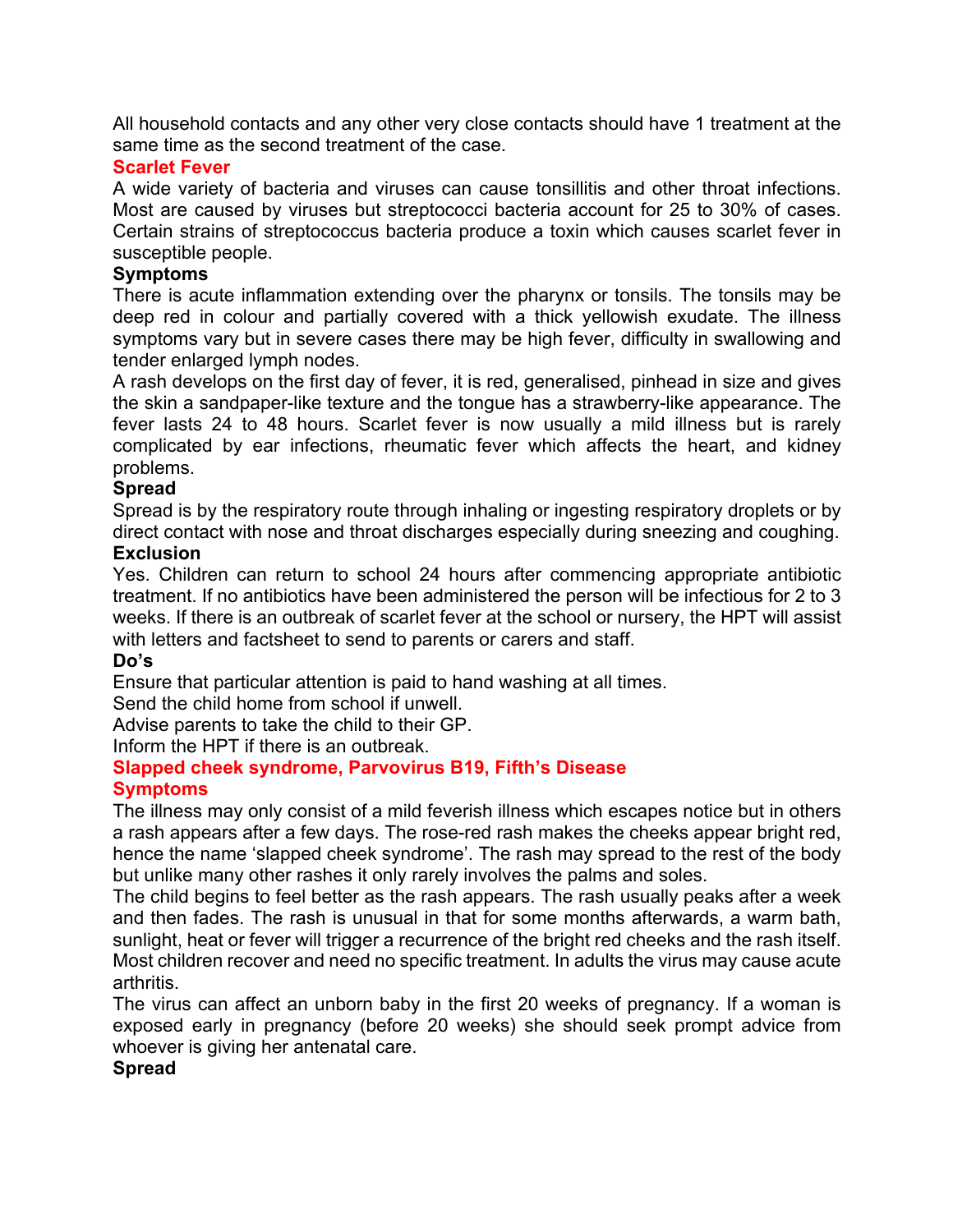All household contacts and any other very close contacts should have 1 treatment at the same time as the second treatment of the case.

## Scarlet Fever

A wide variety of bacteria and viruses can cause tonsillitis and other throat infections. Most are caused by viruses but streptococci bacteria account for 25 to 30% of cases. Certain strains of streptococcus bacteria produce a toxin which causes scarlet fever in susceptible people.

### Symptoms

There is acute inflammation extending over the pharynx or tonsils. The tonsils may be deep red in colour and partially covered with a thick yellowish exudate. The illness symptoms vary but in severe cases there may be high fever, difficulty in swallowing and tender enlarged lymph nodes.

A rash develops on the first day of fever, it is red, generalised, pinhead in size and gives the skin a sandpaper-like texture and the tongue has a strawberry-like appearance. The fever lasts 24 to 48 hours. Scarlet fever is now usually a mild illness but is rarely complicated by ear infections, rheumatic fever which affects the heart, and kidney problems.

### Spread

Spread is by the respiratory route through inhaling or ingesting respiratory droplets or by direct contact with nose and throat discharges especially during sneezing and coughing.

### Exclusion

Yes. Children can return to school 24 hours after commencing appropriate antibiotic treatment. If no antibiotics have been administered the person will be infectious for 2 to 3 weeks. If there is an outbreak of scarlet fever at the school or nursery, the HPT will assist with letters and factsheet to send to parents or carers and staff.

### Do's

Ensure that particular attention is paid to hand washing at all times.
Send the child home from school if unwell.
Advise parents to take the child to their GP.
Inform the HPT if there is an outbreak.

## Slapped cheek syndrome, Parvovirus B19, Fifth's Disease

### Symptoms

The illness may only consist of a mild feverish illness which escapes notice but in others a rash appears after a few days. The rose-red rash makes the cheeks appear bright red, hence the name 'slapped cheek syndrome'. The rash may spread to the rest of the body but unlike many other rashes it only rarely involves the palms and soles.

The child begins to feel better as the rash appears. The rash usually peaks after a week and then fades. The rash is unusual in that for some months afterwards, a warm bath, sunlight, heat or fever will trigger a recurrence of the bright red cheeks and the rash itself. Most children recover and need no specific treatment. In adults the virus may cause acute arthritis.

The virus can affect an unborn baby in the first 20 weeks of pregnancy. If a woman is exposed early in pregnancy (before 20 weeks) she should seek prompt advice from whoever is giving her antenatal care.

### Spread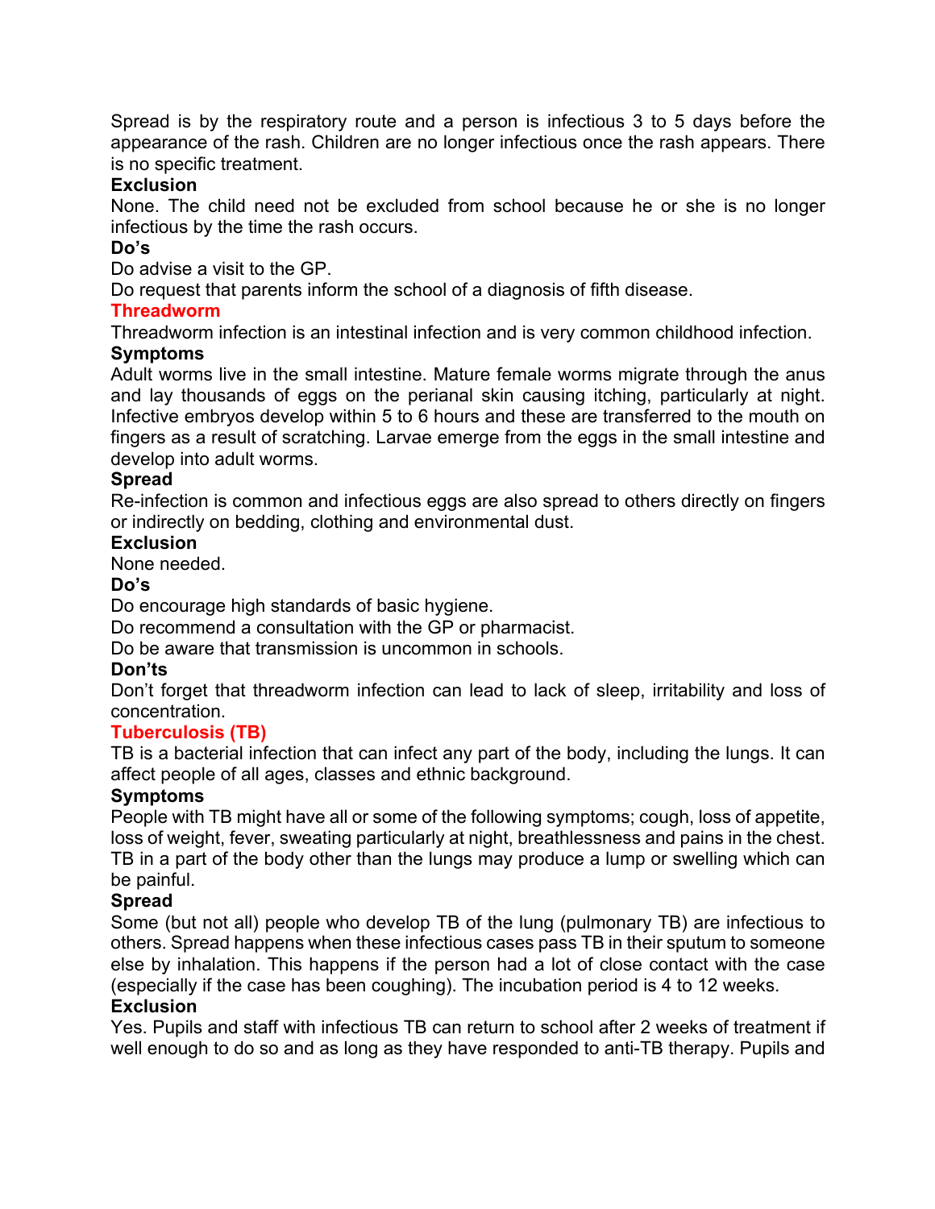Spread is by the respiratory route and a person is infectious 3 to 5 days before the appearance of the rash. Children are no longer infectious once the rash appears. There is no specific treatment.

**Exclusion**

None. The child need not be excluded from school because he or she is no longer infectious by the time the rash occurs.

**Do's**

Do advise a visit to the GP.

Do request that parents inform the school of a diagnosis of fifth disease.

## Threadworm

Threadworm infection is an intestinal infection and is very common childhood infection.

**Symptoms**

Adult worms live in the small intestine. Mature female worms migrate through the anus and lay thousands of eggs on the perianal skin causing itching, particularly at night. Infective embryos develop within 5 to 6 hours and these are transferred to the mouth on fingers as a result of scratching. Larvae emerge from the eggs in the small intestine and develop into adult worms.

**Spread**

Re-infection is common and infectious eggs are also spread to others directly on fingers or indirectly on bedding, clothing and environmental dust.

**Exclusion**

None needed.

**Do's**

Do encourage high standards of basic hygiene.

Do recommend a consultation with the GP or pharmacist.

Do be aware that transmission is uncommon in schools.

**Don'ts**

Don't forget that threadworm infection can lead to lack of sleep, irritability and loss of concentration.

## Tuberculosis (TB)

TB is a bacterial infection that can infect any part of the body, including the lungs. It can affect people of all ages, classes and ethnic background.

**Symptoms**

People with TB might have all or some of the following symptoms; cough, loss of appetite, loss of weight, fever, sweating particularly at night, breathlessness and pains in the chest. TB in a part of the body other than the lungs may produce a lump or swelling which can be painful.

**Spread**

Some (but not all) people who develop TB of the lung (pulmonary TB) are infectious to others. Spread happens when these infectious cases pass TB in their sputum to someone else by inhalation. This happens if the person had a lot of close contact with the case (especially if the case has been coughing). The incubation period is 4 to 12 weeks.

**Exclusion**

Yes. Pupils and staff with infectious TB can return to school after 2 weeks of treatment if well enough to do so and as long as they have responded to anti-TB therapy. Pupils and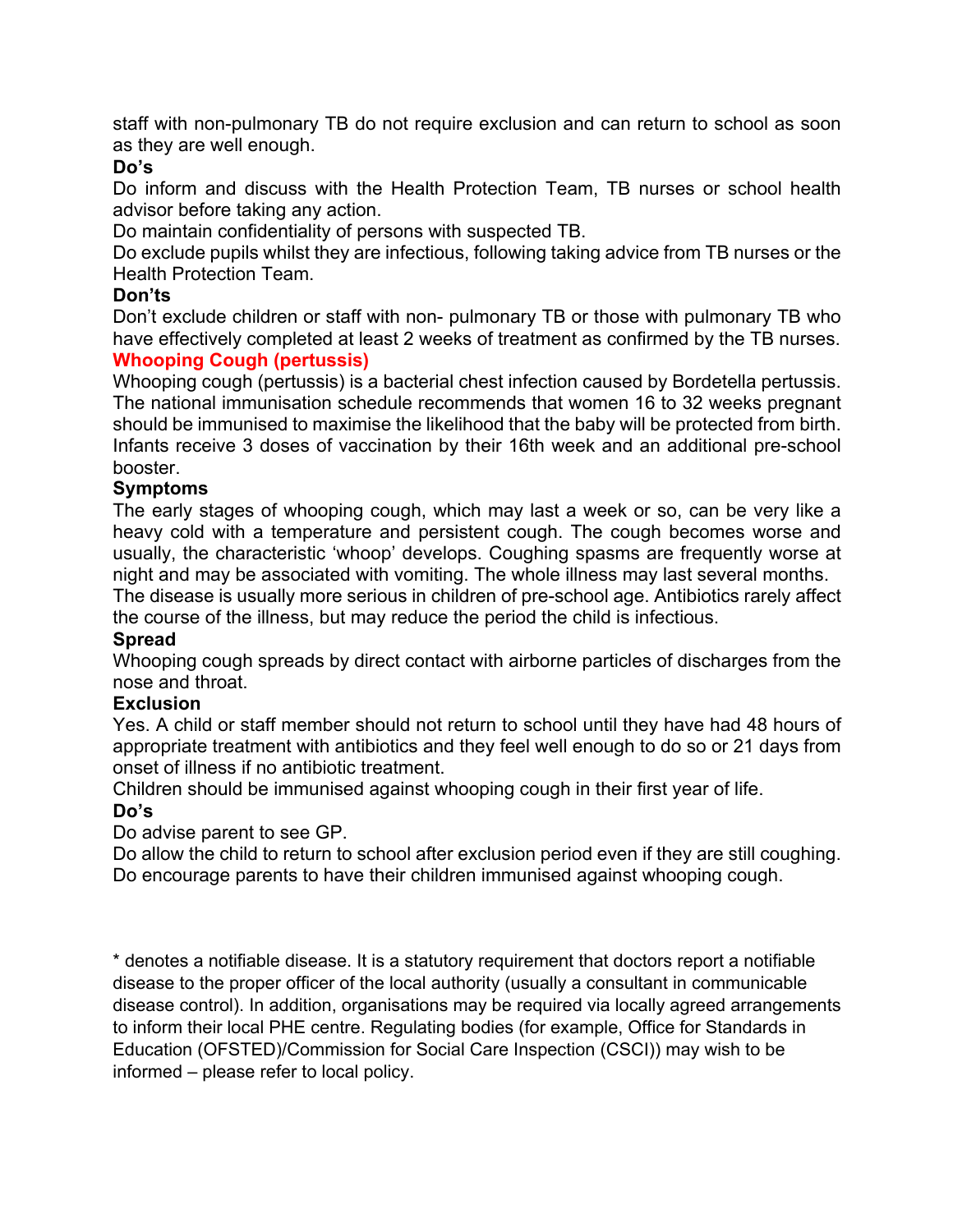staff with non-pulmonary TB do not require exclusion and can return to school as soon as they are well enough.

**Do's**

Do inform and discuss with the Health Protection Team, TB nurses or school health advisor before taking any action.

Do maintain confidentiality of persons with suspected TB.

Do exclude pupils whilst they are infectious, following taking advice from TB nurses or the Health Protection Team.

**Don'ts**

Don't exclude children or staff with non- pulmonary TB or those with pulmonary TB who have effectively completed at least 2 weeks of treatment as confirmed by the TB nurses.

## Whooping Cough (pertussis)

Whooping cough (pertussis) is a bacterial chest infection caused by Bordetella pertussis. The national immunisation schedule recommends that women 16 to 32 weeks pregnant should be immunised to maximise the likelihood that the baby will be protected from birth. Infants receive 3 doses of vaccination by their 16th week and an additional pre-school booster.

**Symptoms**

The early stages of whooping cough, which may last a week or so, can be very like a heavy cold with a temperature and persistent cough. The cough becomes worse and usually, the characteristic 'whoop' develops. Coughing spasms are frequently worse at night and may be associated with vomiting. The whole illness may last several months.

The disease is usually more serious in children of pre-school age. Antibiotics rarely affect the course of the illness, but may reduce the period the child is infectious.

**Spread**

Whooping cough spreads by direct contact with airborne particles of discharges from the nose and throat.

**Exclusion**

Yes. A child or staff member should not return to school until they have had 48 hours of appropriate treatment with antibiotics and they feel well enough to do so or 21 days from onset of illness if no antibiotic treatment.

Children should be immunised against whooping cough in their first year of life.

**Do's**

Do advise parent to see GP.

Do allow the child to return to school after exclusion period even if they are still coughing.

Do encourage parents to have their children immunised against whooping cough.

\* denotes a notifiable disease. It is a statutory requirement that doctors report a notifiable disease to the proper officer of the local authority (usually a consultant in communicable disease control). In addition, organisations may be required via locally agreed arrangements to inform their local PHE centre. Regulating bodies (for example, Office for Standards in Education (OFSTED)/Commission for Social Care Inspection (CSCI)) may wish to be informed – please refer to local policy.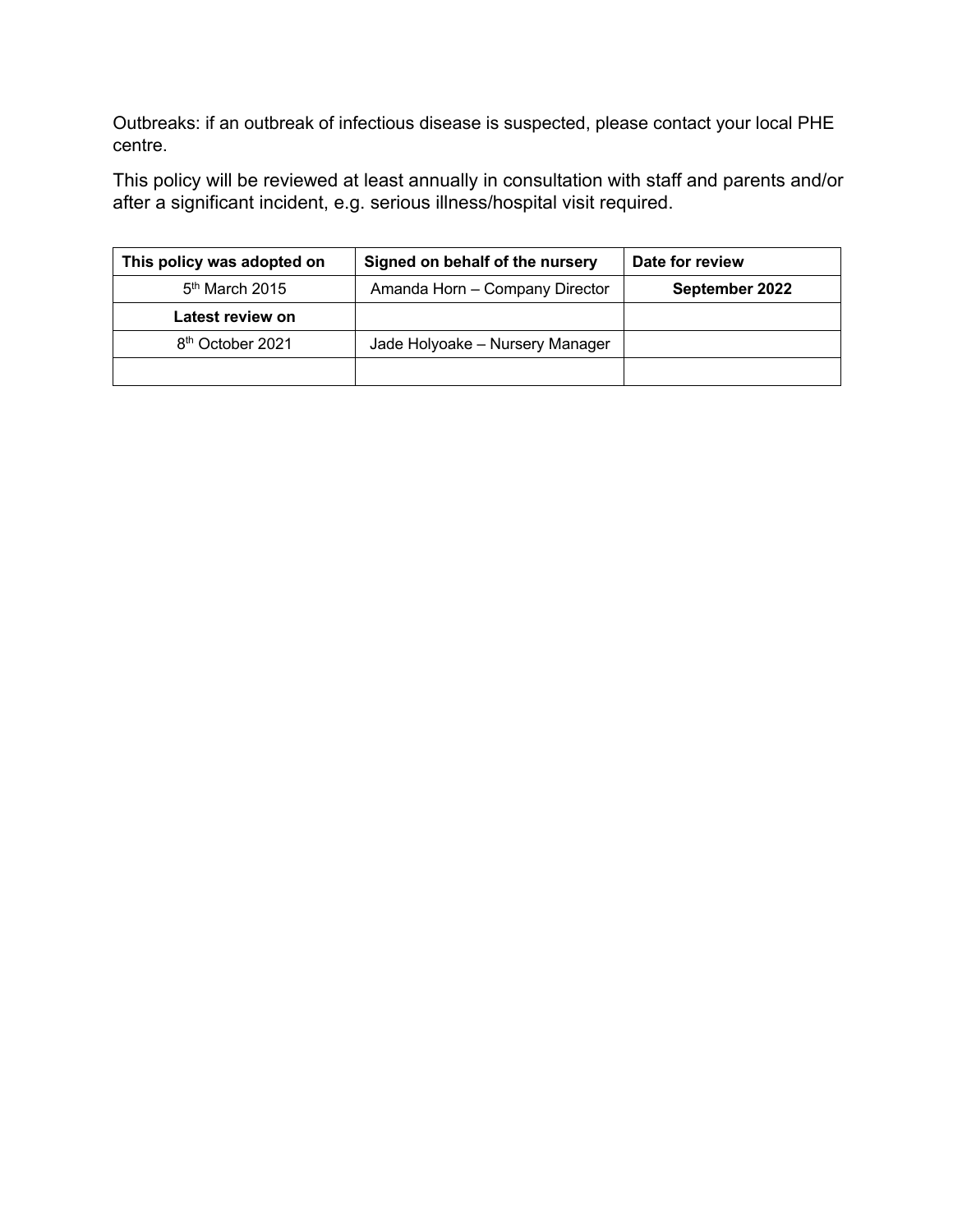Outbreaks: if an outbreak of infectious disease is suspected, please contact your local PHE centre.

This policy will be reviewed at least annually in consultation with staff and parents and/or after a significant incident, e.g. serious illness/hospital visit required.

| This policy was adopted on | Signed on behalf of the nursery | Date for review |
|---|---|---|
| 5th March 2015 | Amanda Horn – Company Director | **September 2022** |
| **Latest review on** | | |
| 8th October 2021 | Jade Holyoake – Nursery Manager | |
| | | |